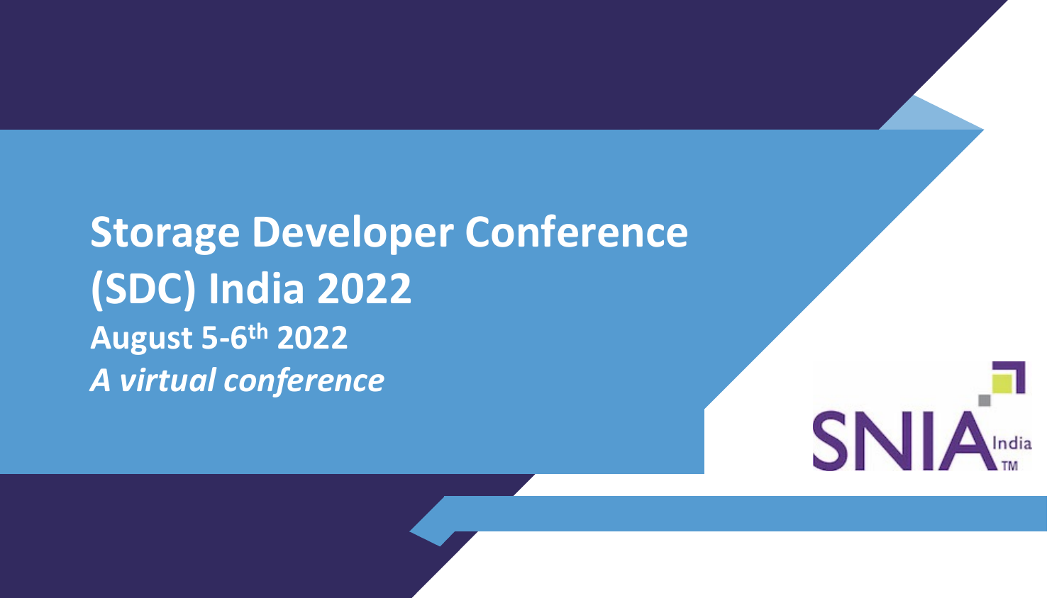# Storage Developer Conference (SDC) India 2022

**August 5-6th 2022**

***A virtual conference***

SNIA India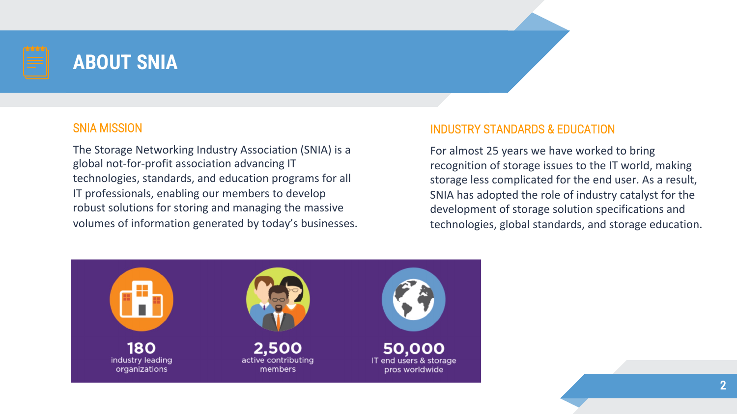# ABOUT SNIA

## SNIA MISSION

The Storage Networking Industry Association (SNIA) is a global not-for-profit association advancing IT technologies, standards, and education programs for all IT professionals, enabling our members to develop robust solutions for storing and managing the massive volumes of information generated by today's businesses.

## INDUSTRY STANDARDS & EDUCATION

For almost 25 years we have worked to bring recognition of storage issues to the IT world, making storage less complicated for the end user. As a result, SNIA has adopted the role of industry catalyst for the development of storage solution specifications and technologies, global standards, and storage education.

**180**
industry leading organizations

**2,500**
active contributing members

**50,000**
IT end users & storage pros worldwide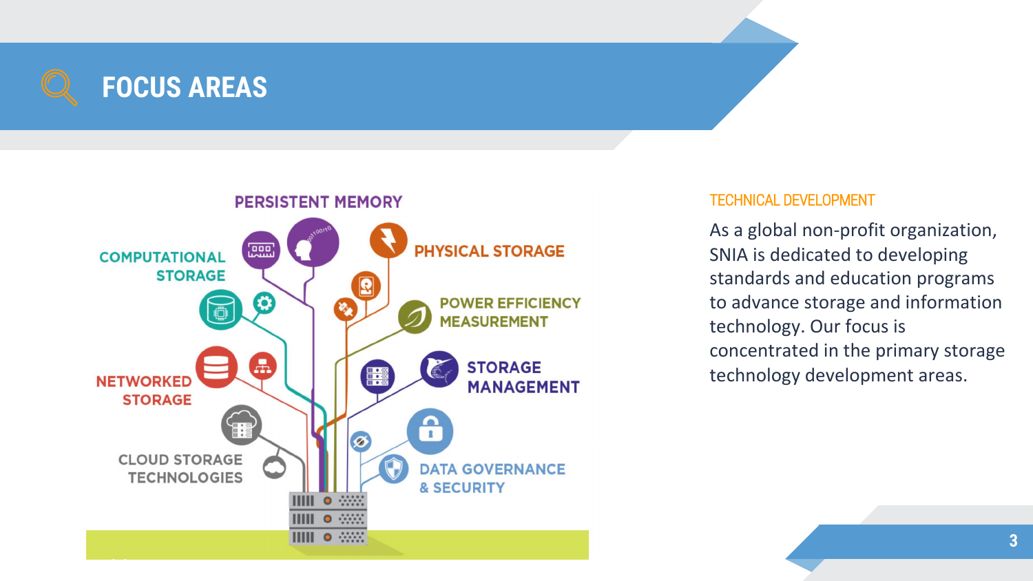# FOCUS AREAS

PERSISTENT MEMORY

COMPUTATIONAL STORAGE

PHYSICAL STORAGE

POWER EFFICIENCY MEASUREMENT

NETWORKED STORAGE

STORAGE MANAGEMENT

CLOUD STORAGE TECHNOLOGIES

DATA GOVERNANCE & SECURITY

## TECHNICAL DEVELOPMENT

As a global non-profit organization, SNIA is dedicated to developing standards and education programs to advance storage and information technology. Our focus is concentrated in the primary storage technology development areas.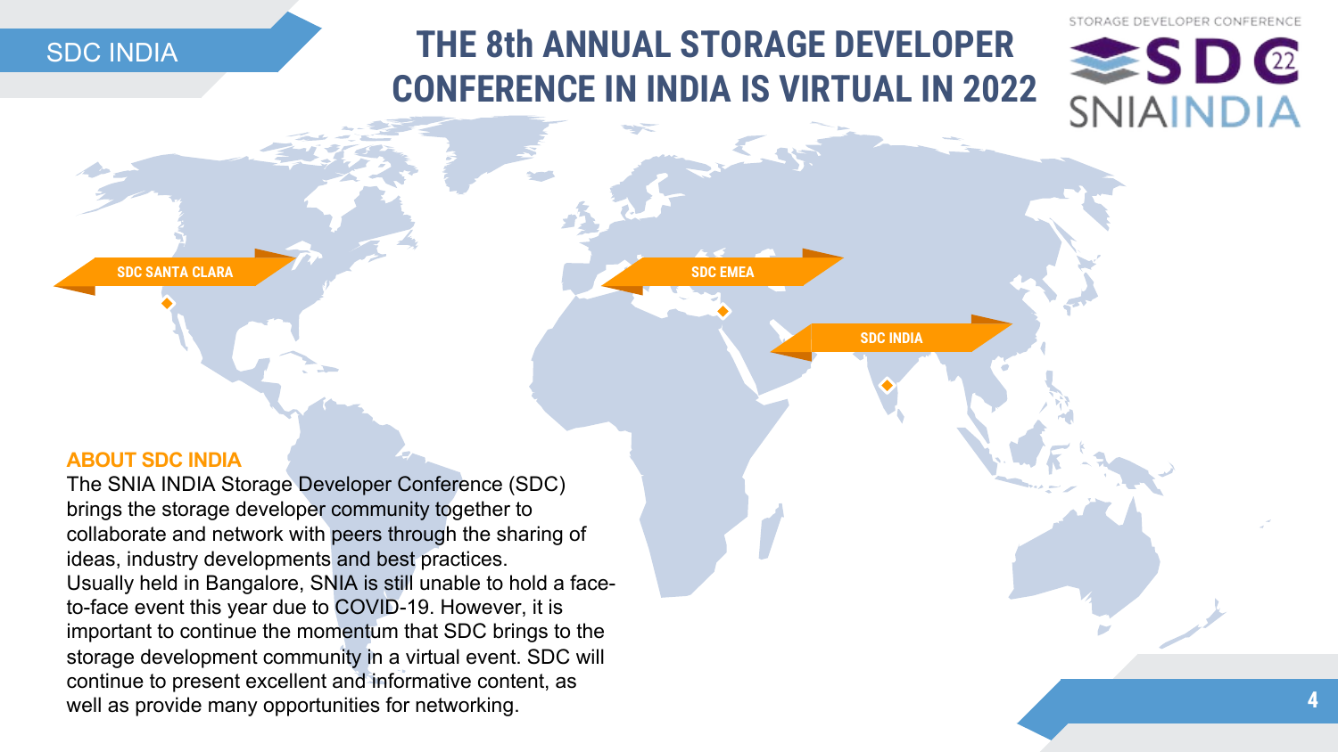SDC INDIA

# THE 8th ANNUAL STORAGE DEVELOPER CONFERENCE IN INDIA IS VIRTUAL IN 2022

STORAGE DEVELOPER CONFERENCE SDC 22 SNIAINDIA

SDC SANTA CLARA

SDC EMEA

SDC INDIA

## ABOUT SDC INDIA

The SNIA INDIA Storage Developer Conference (SDC) brings the storage developer community together to collaborate and network with peers through the sharing of ideas, industry developments and best practices. Usually held in Bangalore, SNIA is still unable to hold a face-to-face event this year due to COVID-19. However, it is important to continue the momentum that SDC brings to the storage development community in a virtual event. SDC will continue to present excellent and informative content, as well as provide many opportunities for networking.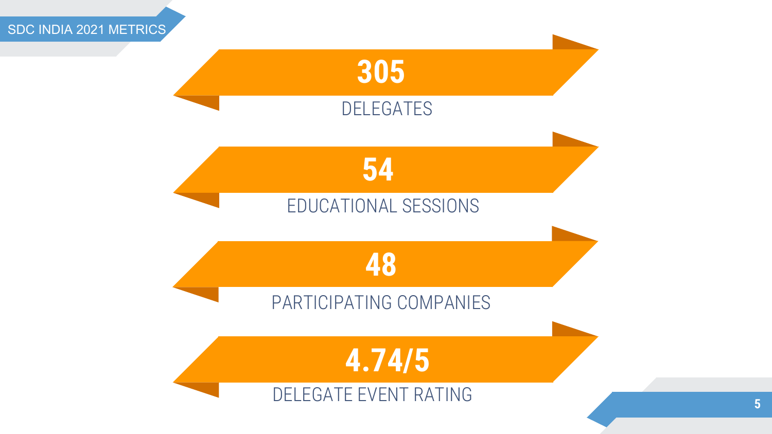# SDC INDIA 2021 METRICS

**305**

DELEGATES

**54**

EDUCATIONAL SESSIONS

**48**

PARTICIPATING COMPANIES

**4.74/5**

DELEGATE EVENT RATING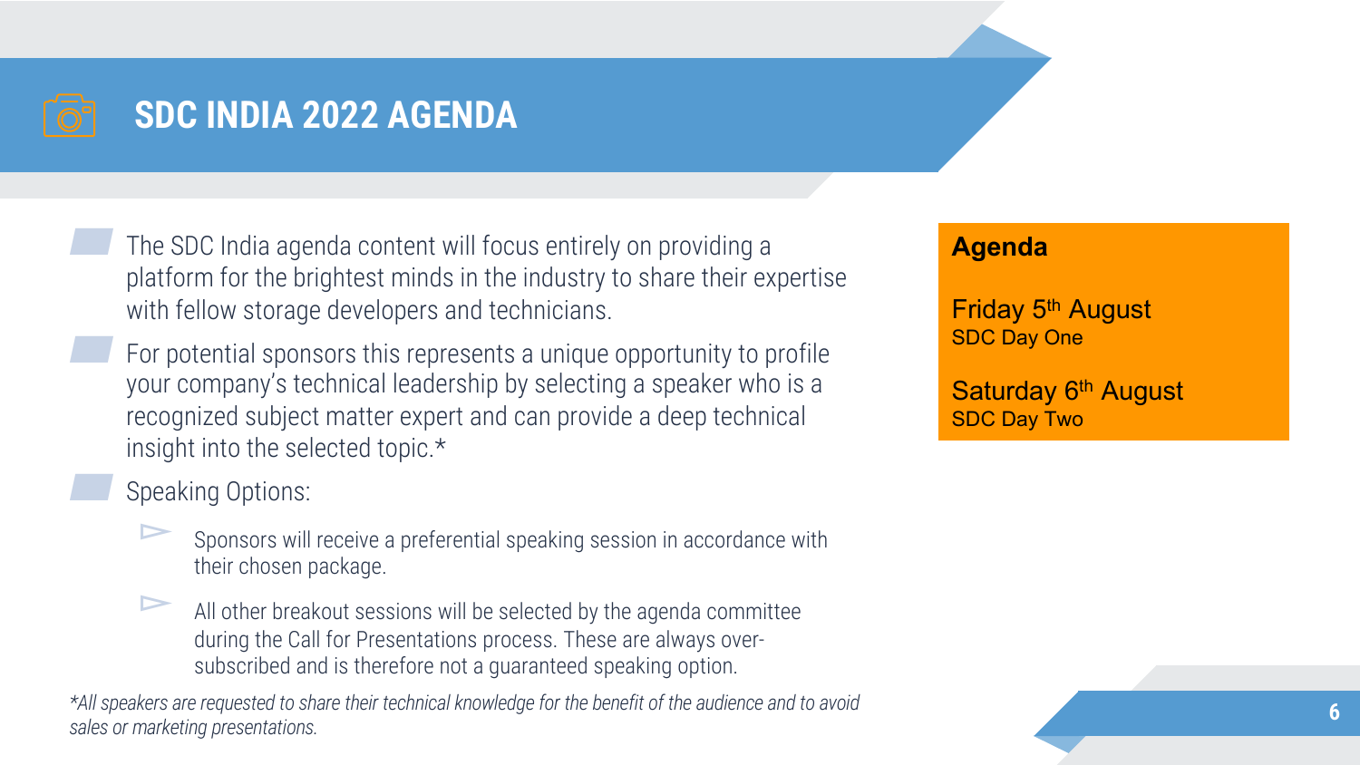# SDC INDIA 2022 AGENDA

- The SDC India agenda content will focus entirely on providing a platform for the brightest minds in the industry to share their expertise with fellow storage developers and technicians.
- For potential sponsors this represents a unique opportunity to profile your company's technical leadership by selecting a speaker who is a recognized subject matter expert and can provide a deep technical insight into the selected topic.*
- Speaking Options:
  - Sponsors will receive a preferential speaking session in accordance with their chosen package.
  - All other breakout sessions will be selected by the agenda committee during the Call for Presentations process. These are always over-subscribed and is therefore not a guaranteed speaking option.

*\*All speakers are requested to share their technical knowledge for the benefit of the audience and to avoid sales or marketing presentations.*

## Agenda

Friday 5th August
SDC Day One

Saturday 6th August
SDC Day Two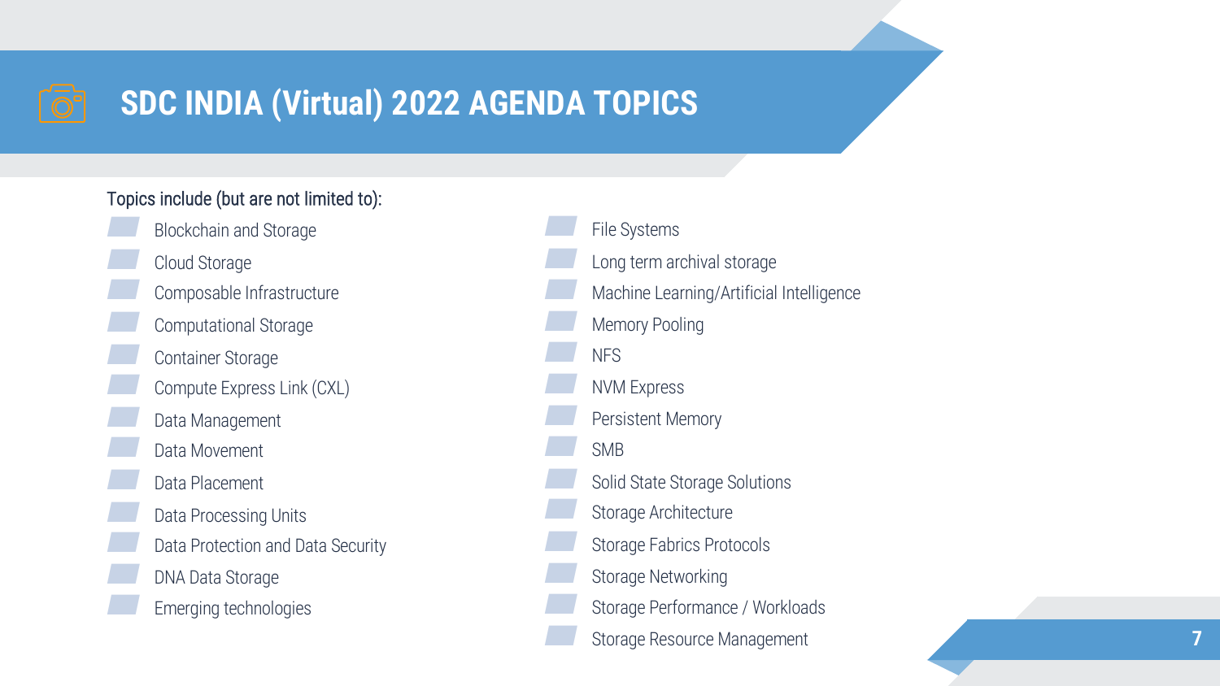# SDC INDIA (Virtual) 2022 AGENDA TOPICS

Topics include (but are not limited to):

- Blockchain and Storage
- Cloud Storage
- Composable Infrastructure
- Computational Storage
- Container Storage
- Compute Express Link (CXL)
- Data Management
- Data Movement
- Data Placement
- Data Processing Units
- Data Protection and Data Security
- DNA Data Storage
- Emerging technologies
- File Systems
- Long term archival storage
- Machine Learning/Artificial Intelligence
- Memory Pooling
- NFS
- NVM Express
- Persistent Memory
- SMB
- Solid State Storage Solutions
- Storage Architecture
- Storage Fabrics Protocols
- Storage Networking
- Storage Performance / Workloads
- Storage Resource Management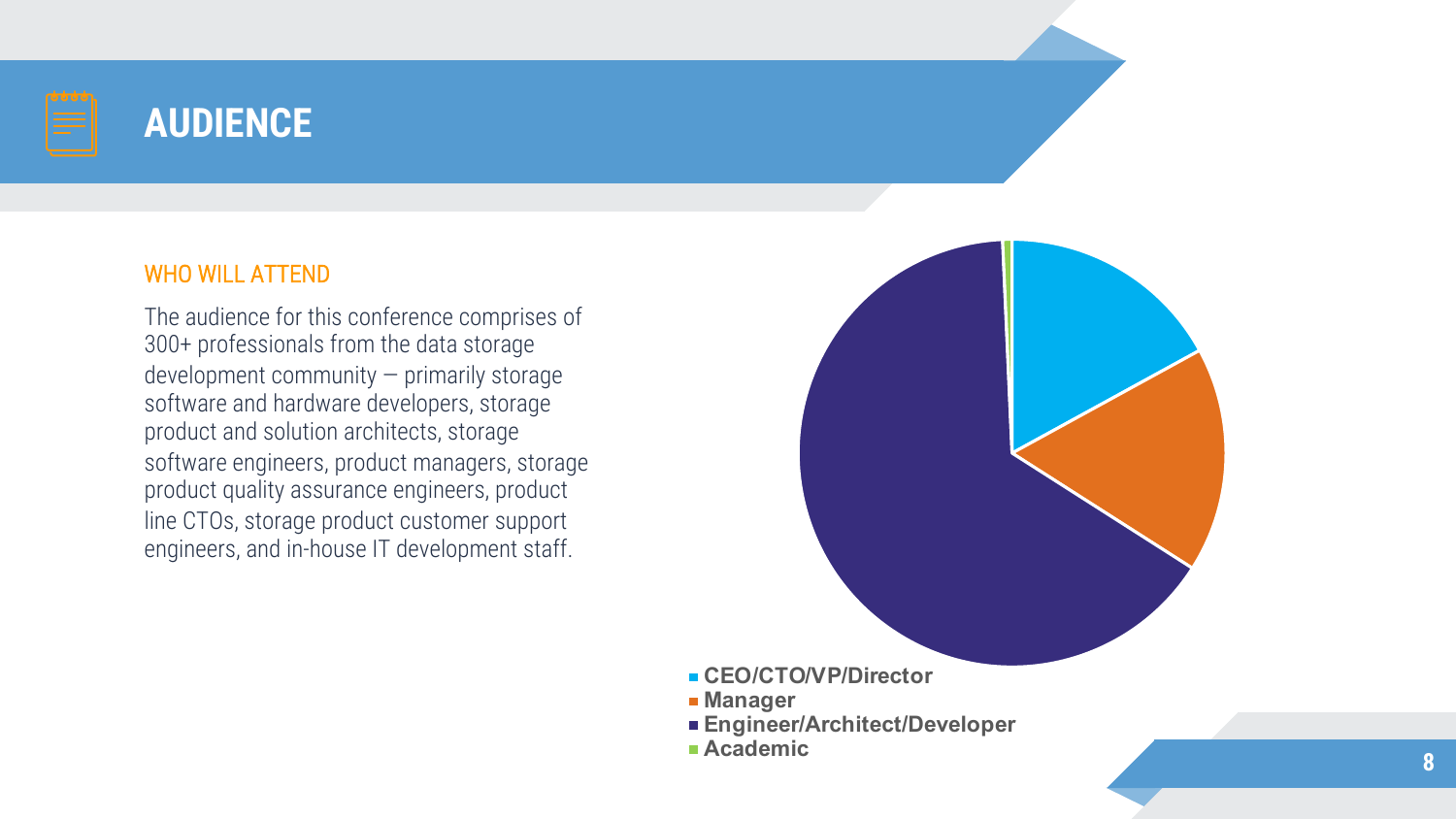# AUDIENCE

## WHO WILL ATTEND

The audience for this conference comprises of 300+ professionals from the data storage development community — primarily storage software and hardware developers, storage product and solution architects, storage software engineers, product managers, storage product quality assurance engineers, product line CTOs, storage product customer support engineers, and in-house IT development staff.

- **CEO/CTO/VP/Director**
- **Manager**
- **Engineer/Architect/Developer**
- **Academic**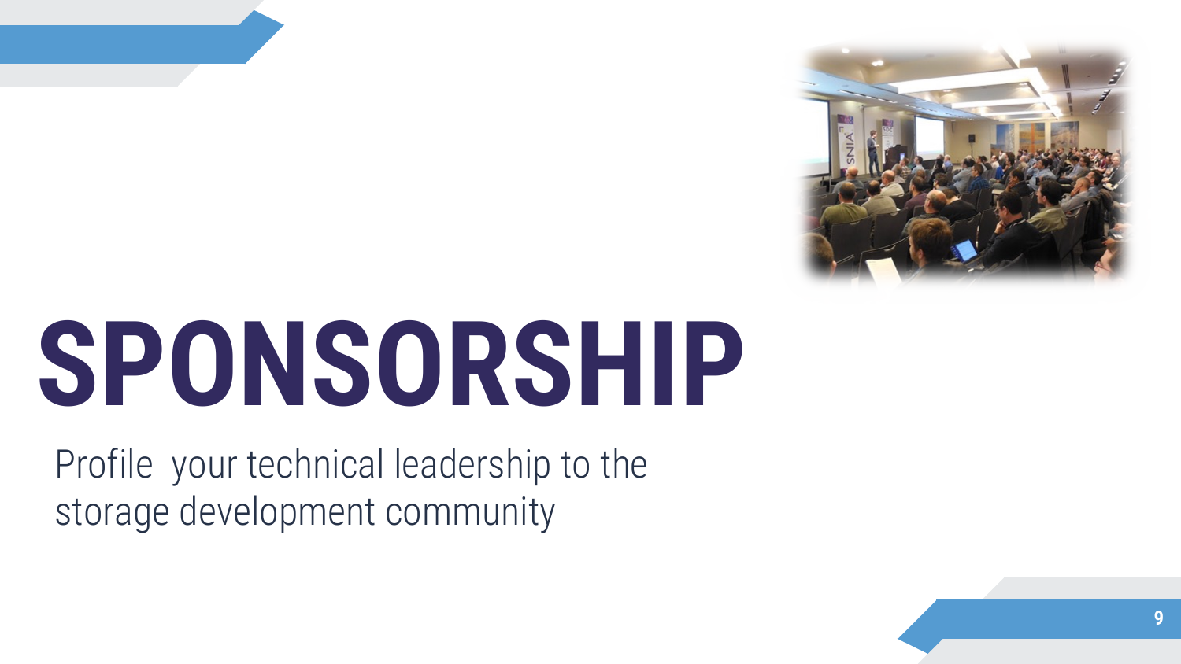# SPONSORSHIP

Profile your technical leadership to the storage development community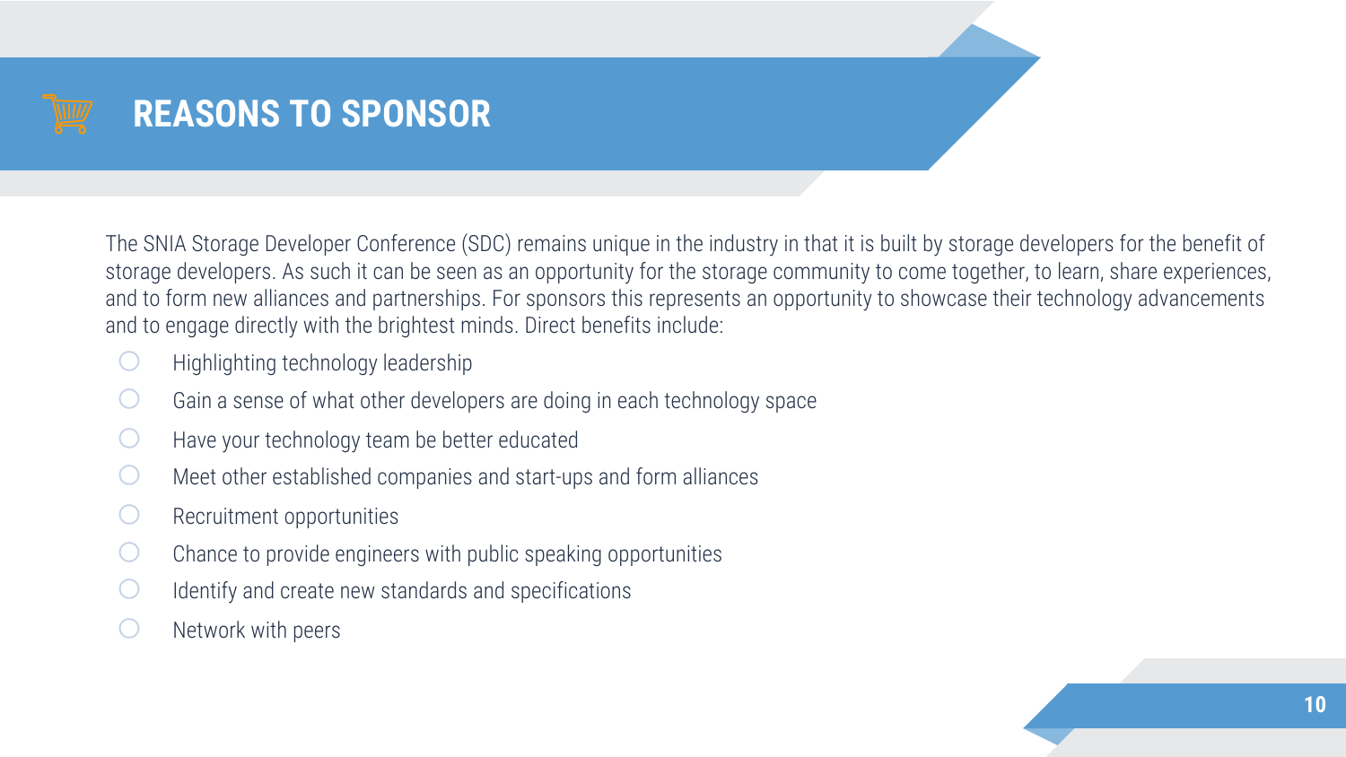# REASONS TO SPONSOR

The SNIA Storage Developer Conference (SDC) remains unique in the industry in that it is built by storage developers for the benefit of storage developers. As such it can be seen as an opportunity for the storage community to come together, to learn, share experiences, and to form new alliances and partnerships. For sponsors this represents an opportunity to showcase their technology advancements and to engage directly with the brightest minds. Direct benefits include:

- Highlighting technology leadership
- Gain a sense of what other developers are doing in each technology space
- Have your technology team be better educated
- Meet other established companies and start-ups and form alliances
- Recruitment opportunities
- Chance to provide engineers with public speaking opportunities
- Identify and create new standards and specifications
- Network with peers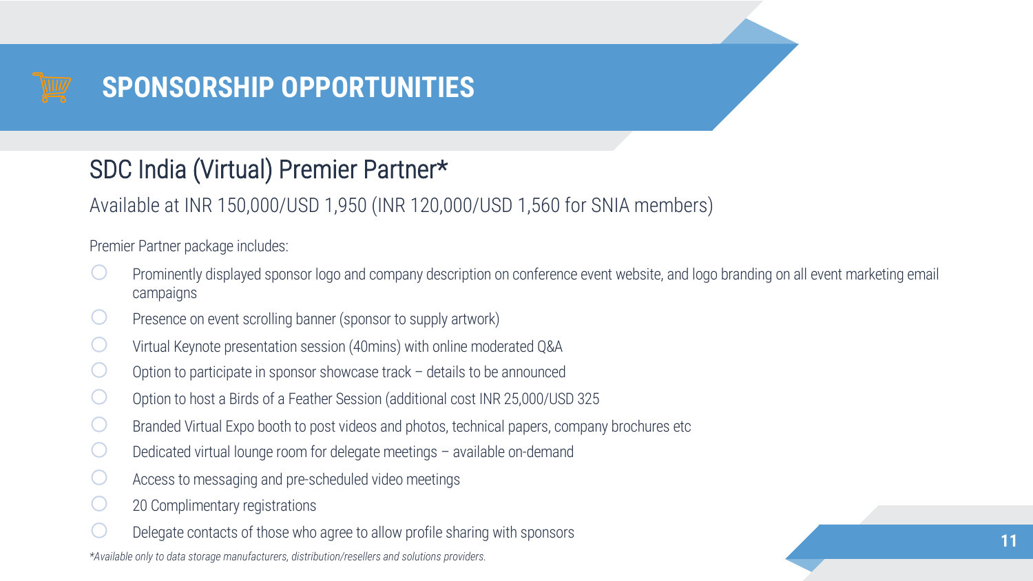# SPONSORSHIP OPPORTUNITIES

## SDC India (Virtual) Premier Partner*

Available at INR 150,000/USD 1,950 (INR 120,000/USD 1,560 for SNIA members)

Premier Partner package includes:

- Prominently displayed sponsor logo and company description on conference event website, and logo branding on all event marketing email campaigns
- Presence on event scrolling banner (sponsor to supply artwork)
- Virtual Keynote presentation session (40mins) with online moderated Q&A
- Option to participate in sponsor showcase track – details to be announced
- Option to host a Birds of a Feather Session (additional cost INR 25,000/USD 325
- Branded Virtual Expo booth to post videos and photos, technical papers, company brochures etc
- Dedicated virtual lounge room for delegate meetings – available on-demand
- Access to messaging and pre-scheduled video meetings
- 20 Complimentary registrations
- Delegate contacts of those who agree to allow profile sharing with sponsors

*\*Available only to data storage manufacturers, distribution/resellers and solutions providers.*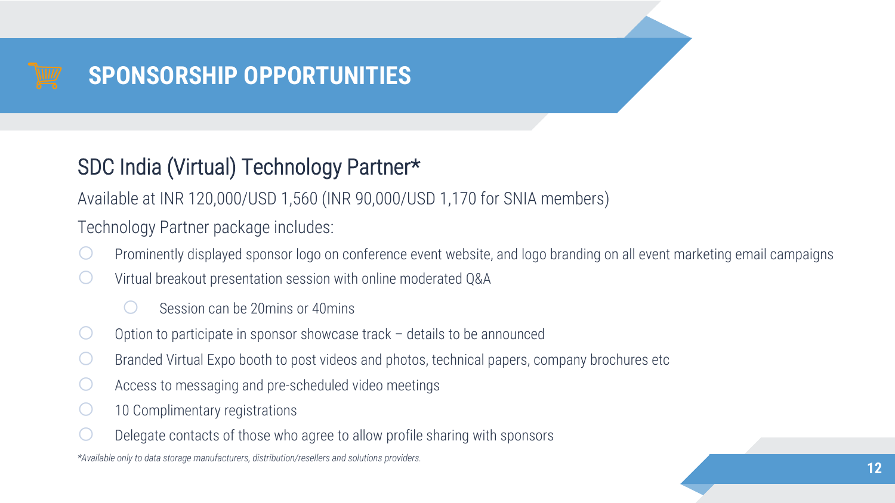# SPONSORSHIP OPPORTUNITIES

## SDC India (Virtual) Technology Partner*

Available at INR 120,000/USD 1,560 (INR 90,000/USD 1,170 for SNIA members)

Technology Partner package includes:

- Prominently displayed sponsor logo on conference event website, and logo branding on all event marketing email campaigns
- Virtual breakout presentation session with online moderated Q&A
  - Session can be 20mins or 40mins
- Option to participate in sponsor showcase track – details to be announced
- Branded Virtual Expo booth to post videos and photos, technical papers, company brochures etc
- Access to messaging and pre-scheduled video meetings
- 10 Complimentary registrations
- Delegate contacts of those who agree to allow profile sharing with sponsors

*\*Available only to data storage manufacturers, distribution/resellers and solutions providers.*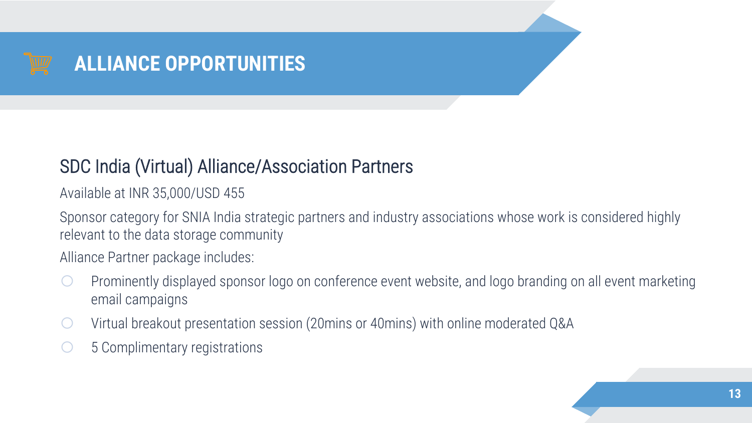# ALLIANCE OPPORTUNITIES

## SDC India (Virtual) Alliance/Association Partners

Available at INR 35,000/USD 455

Sponsor category for SNIA India strategic partners and industry associations whose work is considered highly relevant to the data storage community

Alliance Partner package includes:

- Prominently displayed sponsor logo on conference event website, and logo branding on all event marketing email campaigns
- Virtual breakout presentation session (20mins or 40mins) with online moderated Q&A
- 5 Complimentary registrations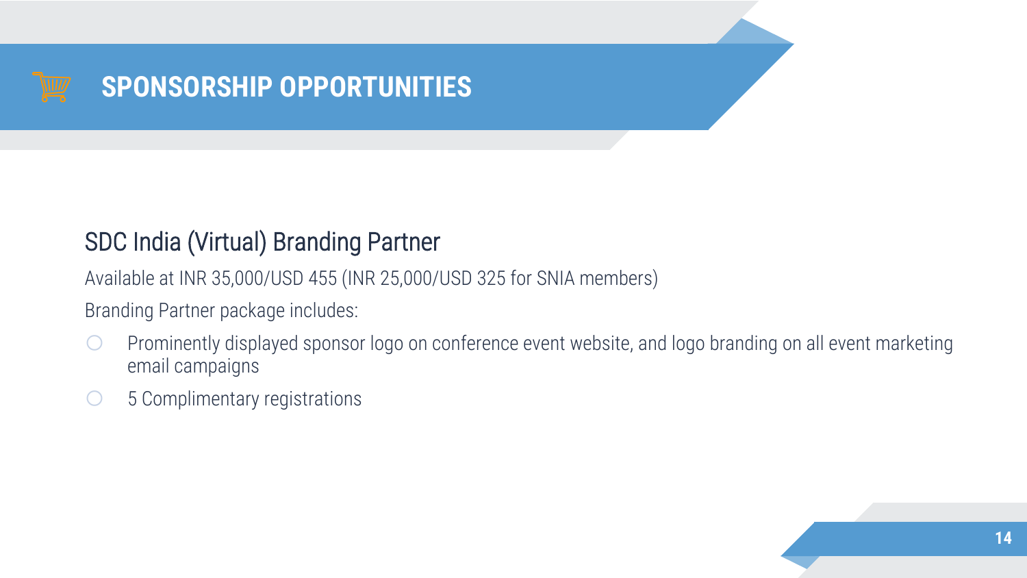# SPONSORSHIP OPPORTUNITIES

## SDC India (Virtual) Branding Partner

Available at INR 35,000/USD 455 (INR 25,000/USD 325 for SNIA members)

Branding Partner package includes:

- Prominently displayed sponsor logo on conference event website, and logo branding on all event marketing email campaigns
- 5 Complimentary registrations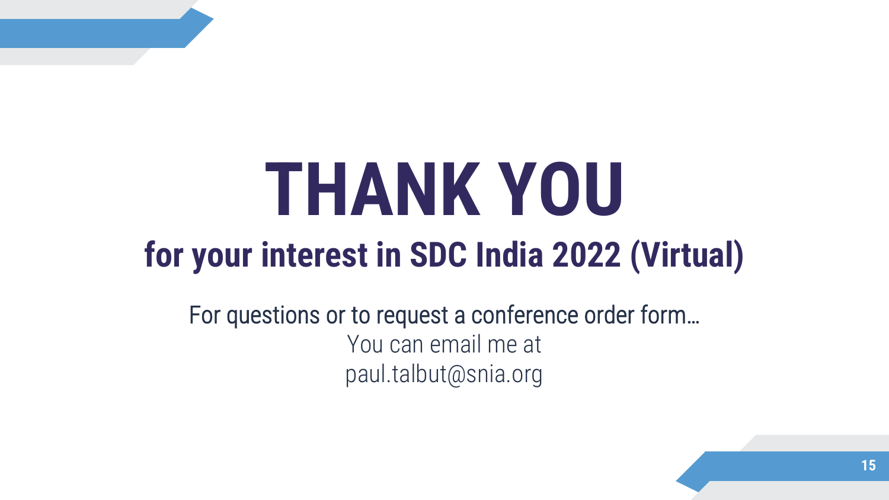# THANK YOU

## for your interest in SDC India 2022 (Virtual)

For questions or to request a conference order form…
You can email me at
paul.talbut@snia.org